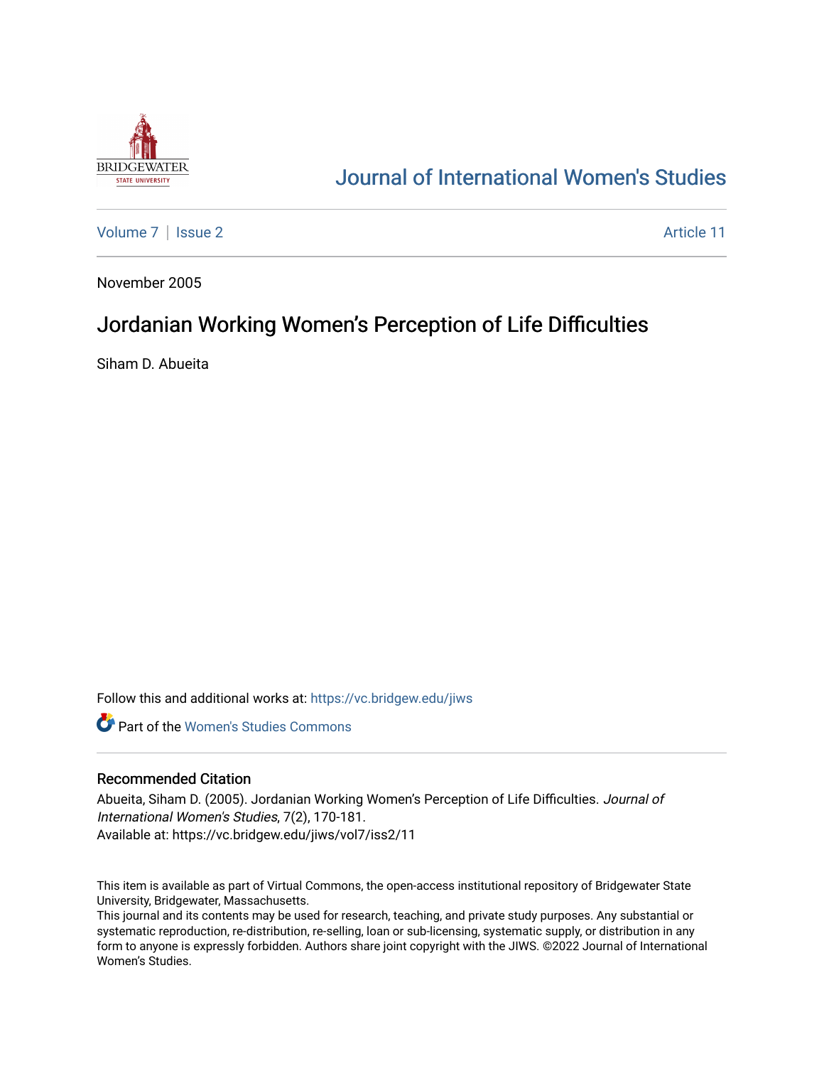Journal of International Women's Studies

Volume 7 | Issue 2 Article 11

November 2005

# Jordanian Working Women's Perception of Life Difficulties

Siham D. Abueita

Follow this and additional works at: https://vc.bridgew.edu/jiws

Part of the Women's Studies Commons

## Recommended Citation

Abueita, Siham D. (2005). Jordanian Working Women's Perception of Life Difficulties. *Journal of International Women's Studies*, 7(2), 170-181.
Available at: https://vc.bridgew.edu/jiws/vol7/iss2/11

This item is available as part of Virtual Commons, the open-access institutional repository of Bridgewater State University, Bridgewater, Massachusetts.
This journal and its contents may be used for research, teaching, and private study purposes. Any substantial or systematic reproduction, re-distribution, re-selling, loan or sub-licensing, systematic supply, or distribution in any form to anyone is expressly forbidden. Authors share joint copyright with the JIWS. ©2022 Journal of International Women's Studies.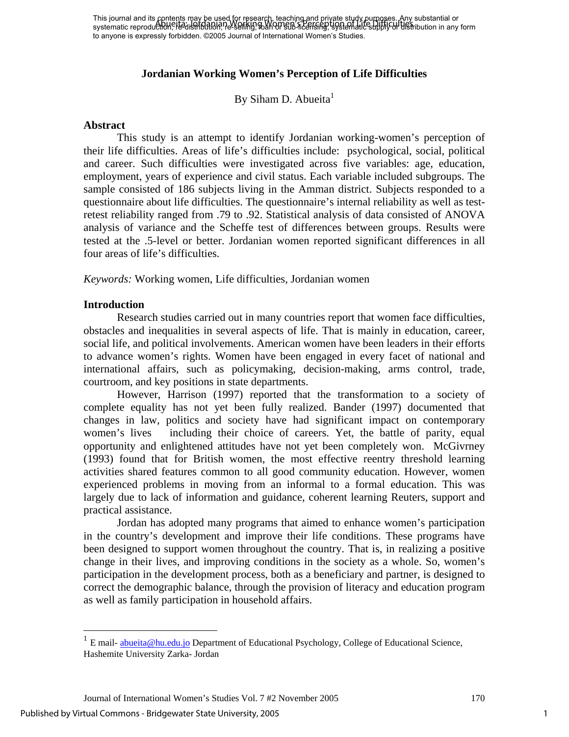**Jordanian Working Women's Perception of Life Difficulties**

By Siham D. Abueita[1]

## Abstract

This study is an attempt to identify Jordanian working-women's perception of their life difficulties. Areas of life's difficulties include: psychological, social, political and career. Such difficulties were investigated across five variables: age, education, employment, years of experience and civil status. Each variable included subgroups. The sample consisted of 186 subjects living in the Amman district. Subjects responded to a questionnaire about life difficulties. The questionnaire's internal reliability as well as test-retest reliability ranged from .79 to .92. Statistical analysis of data consisted of ANOVA analysis of variance and the Scheffe test of differences between groups. Results were tested at the .5-level or better. Jordanian women reported significant differences in all four areas of life's difficulties.

*Keywords:* Working women, Life difficulties, Jordanian women

## Introduction

Research studies carried out in many countries report that women face difficulties, obstacles and inequalities in several aspects of life. That is mainly in education, career, social life, and political involvements. American women have been leaders in their efforts to advance women's rights. Women have been engaged in every facet of national and international affairs, such as policymaking, decision-making, arms control, trade, courtroom, and key positions in state departments.

However, Harrison (1997) reported that the transformation to a society of complete equality has not yet been fully realized. Bander (1997) documented that changes in law, politics and society have had significant impact on contemporary women's lives including their choice of careers. Yet, the battle of parity, equal opportunity and enlightened attitudes have not yet been completely won. McGivrney (1993) found that for British women, the most effective reentry threshold learning activities shared features common to all good community education. However, women experienced problems in moving from an informal to a formal education. This was largely due to lack of information and guidance, coherent learning Reuters, support and practical assistance.

Jordan has adopted many programs that aimed to enhance women's participation in the country's development and improve their life conditions. These programs have been designed to support women throughout the country. That is, in realizing a positive change in their lives, and improving conditions in the society as a whole. So, women's participation in the development process, both as a beneficiary and partner, is designed to correct the demographic balance, through the provision of literacy and education program as well as family participation in household affairs.

[1] E mail- abueita@hu.edu.jo Department of Educational Psychology, College of Educational Science, Hashemite University Zarka- Jordan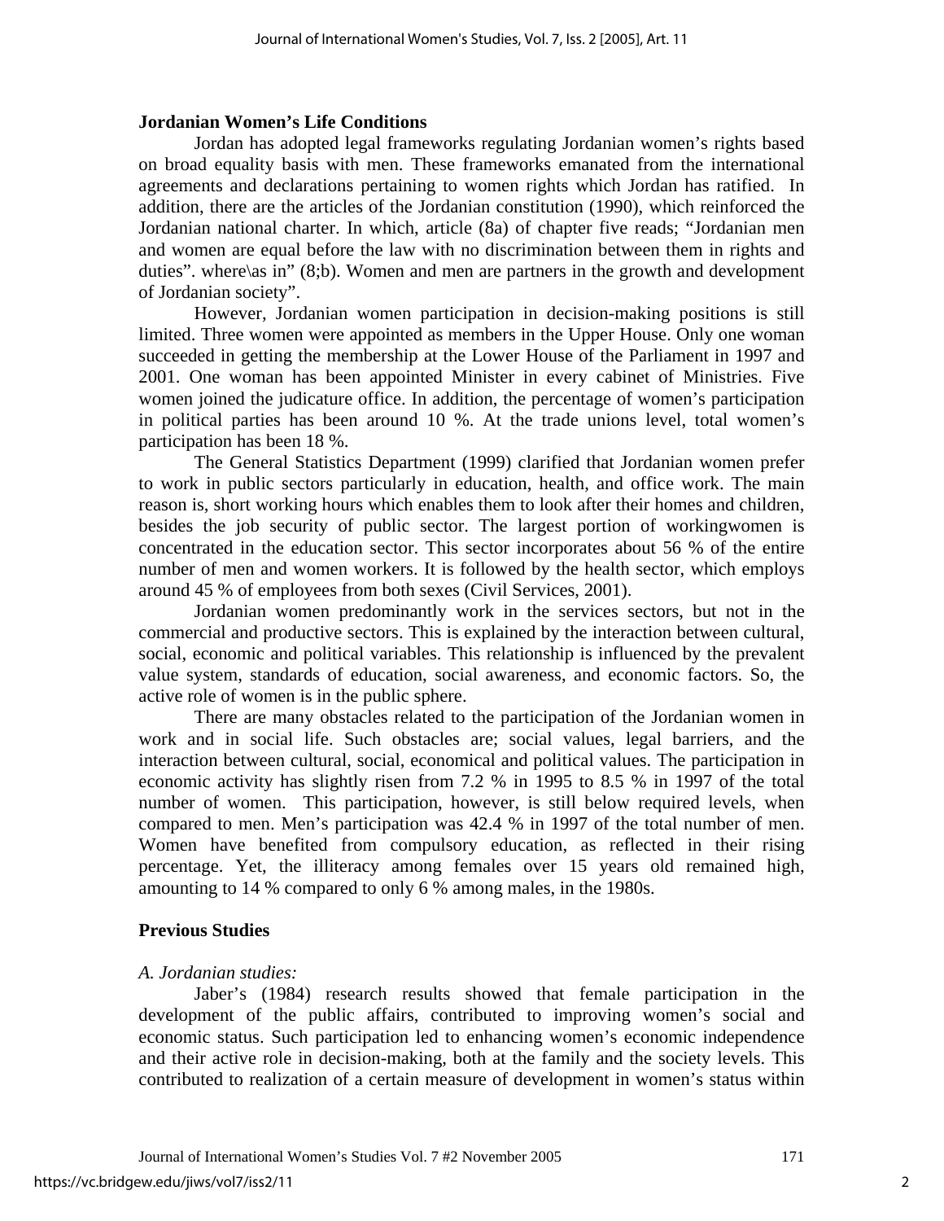## Jordanian Women's Life Conditions

Jordan has adopted legal frameworks regulating Jordanian women's rights based on broad equality basis with men. These frameworks emanated from the international agreements and declarations pertaining to women rights which Jordan has ratified. In addition, there are the articles of the Jordanian constitution (1990), which reinforced the Jordanian national charter. In which, article (8a) of chapter five reads; "Jordanian men and women are equal before the law with no discrimination between them in rights and duties". where\as in" (8;b). Women and men are partners in the growth and development of Jordanian society".

However, Jordanian women participation in decision-making positions is still limited. Three women were appointed as members in the Upper House. Only one woman succeeded in getting the membership at the Lower House of the Parliament in 1997 and 2001. One woman has been appointed Minister in every cabinet of Ministries. Five women joined the judicature office. In addition, the percentage of women's participation in political parties has been around 10 %. At the trade unions level, total women's participation has been 18 %.

The General Statistics Department (1999) clarified that Jordanian women prefer to work in public sectors particularly in education, health, and office work. The main reason is, short working hours which enables them to look after their homes and children, besides the job security of public sector. The largest portion of workingwomen is concentrated in the education sector. This sector incorporates about 56 % of the entire number of men and women workers. It is followed by the health sector, which employs around 45 % of employees from both sexes (Civil Services, 2001).

Jordanian women predominantly work in the services sectors, but not in the commercial and productive sectors. This is explained by the interaction between cultural, social, economic and political variables. This relationship is influenced by the prevalent value system, standards of education, social awareness, and economic factors. So, the active role of women is in the public sphere.

There are many obstacles related to the participation of the Jordanian women in work and in social life. Such obstacles are; social values, legal barriers, and the interaction between cultural, social, economical and political values. The participation in economic activity has slightly risen from 7.2 % in 1995 to 8.5 % in 1997 of the total number of women. This participation, however, is still below required levels, when compared to men. Men's participation was 42.4 % in 1997 of the total number of men. Women have benefited from compulsory education, as reflected in their rising percentage. Yet, the illiteracy among females over 15 years old remained high, amounting to 14 % compared to only 6 % among males, in the 1980s.

## Previous Studies

*A. Jordanian studies:*

Jaber's (1984) research results showed that female participation in the development of the public affairs, contributed to improving women's social and economic status. Such participation led to enhancing women's economic independence and their active role in decision-making, both at the family and the society levels. This contributed to realization of a certain measure of development in women's status within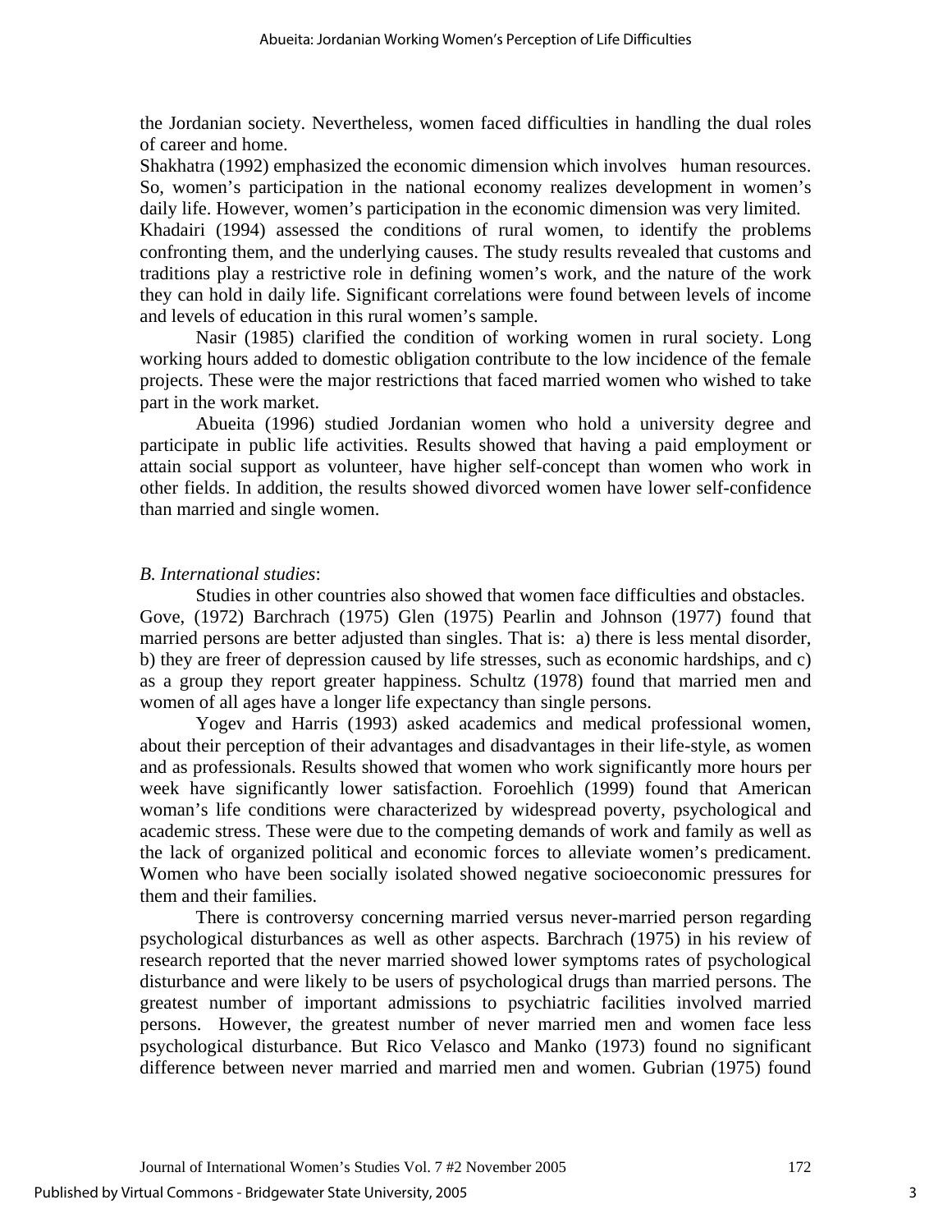the Jordanian society. Nevertheless, women faced difficulties in handling the dual roles of career and home.

Shakhatra (1992) emphasized the economic dimension which involves human resources. So, women's participation in the national economy realizes development in women's daily life. However, women's participation in the economic dimension was very limited.

Khadairi (1994) assessed the conditions of rural women, to identify the problems confronting them, and the underlying causes. The study results revealed that customs and traditions play a restrictive role in defining women's work, and the nature of the work they can hold in daily life. Significant correlations were found between levels of income and levels of education in this rural women's sample.

Nasir (1985) clarified the condition of working women in rural society. Long working hours added to domestic obligation contribute to the low incidence of the female projects. These were the major restrictions that faced married women who wished to take part in the work market.

Abueita (1996) studied Jordanian women who hold a university degree and participate in public life activities. Results showed that having a paid employment or attain social support as volunteer, have higher self-concept than women who work in other fields. In addition, the results showed divorced women have lower self-confidence than married and single women.

*B. International studies*:

Studies in other countries also showed that women face difficulties and obstacles. Gove, (1972) Barchrach (1975) Glen (1975) Pearlin and Johnson (1977) found that married persons are better adjusted than singles. That is: a) there is less mental disorder, b) they are freer of depression caused by life stresses, such as economic hardships, and c) as a group they report greater happiness. Schultz (1978) found that married men and women of all ages have a longer life expectancy than single persons.

Yogev and Harris (1993) asked academics and medical professional women, about their perception of their advantages and disadvantages in their life-style, as women and as professionals. Results showed that women who work significantly more hours per week have significantly lower satisfaction. Foroehlich (1999) found that American woman's life conditions were characterized by widespread poverty, psychological and academic stress. These were due to the competing demands of work and family as well as the lack of organized political and economic forces to alleviate women's predicament. Women who have been socially isolated showed negative socioeconomic pressures for them and their families.

There is controversy concerning married versus never-married person regarding psychological disturbances as well as other aspects. Barchrach (1975) in his review of research reported that the never married showed lower symptoms rates of psychological disturbance and were likely to be users of psychological drugs than married persons. The greatest number of important admissions to psychiatric facilities involved married persons. However, the greatest number of never married men and women face less psychological disturbance. But Rico Velasco and Manko (1973) found no significant difference between never married and married men and women. Gubrian (1975) found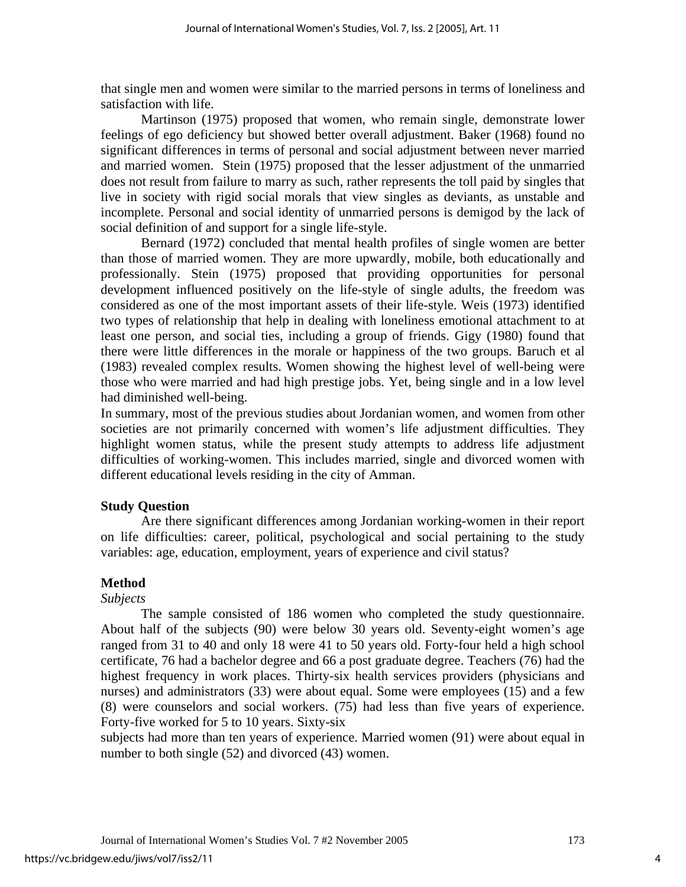that single men and women were similar to the married persons in terms of loneliness and satisfaction with life.

Martinson (1975) proposed that women, who remain single, demonstrate lower feelings of ego deficiency but showed better overall adjustment. Baker (1968) found no significant differences in terms of personal and social adjustment between never married and married women. Stein (1975) proposed that the lesser adjustment of the unmarried does not result from failure to marry as such, rather represents the toll paid by singles that live in society with rigid social morals that view singles as deviants, as unstable and incomplete. Personal and social identity of unmarried persons is demigod by the lack of social definition of and support for a single life-style.

Bernard (1972) concluded that mental health profiles of single women are better than those of married women. They are more upwardly, mobile, both educationally and professionally. Stein (1975) proposed that providing opportunities for personal development influenced positively on the life-style of single adults, the freedom was considered as one of the most important assets of their life-style. Weis (1973) identified two types of relationship that help in dealing with loneliness emotional attachment to at least one person, and social ties, including a group of friends. Gigy (1980) found that there were little differences in the morale or happiness of the two groups. Baruch et al (1983) revealed complex results. Women showing the highest level of well-being were those who were married and had high prestige jobs. Yet, being single and in a low level had diminished well-being.

In summary, most of the previous studies about Jordanian women, and women from other societies are not primarily concerned with women's life adjustment difficulties. They highlight women status, while the present study attempts to address life adjustment difficulties of working-women. This includes married, single and divorced women with different educational levels residing in the city of Amman.

### Study Question

Are there significant differences among Jordanian working-women in their report on life difficulties: career, political, psychological and social pertaining to the study variables: age, education, employment, years of experience and civil status?

### Method

*Subjects*

The sample consisted of 186 women who completed the study questionnaire. About half of the subjects (90) were below 30 years old. Seventy-eight women's age ranged from 31 to 40 and only 18 were 41 to 50 years old. Forty-four held a high school certificate, 76 had a bachelor degree and 66 a post graduate degree. Teachers (76) had the highest frequency in work places. Thirty-six health services providers (physicians and nurses) and administrators (33) were about equal. Some were employees (15) and a few (8) were counselors and social workers. (75) had less than five years of experience. Forty-five worked for 5 to 10 years. Sixty-six subjects had more than ten years of experience. Married women (91) were about equal in number to both single (52) and divorced (43) women.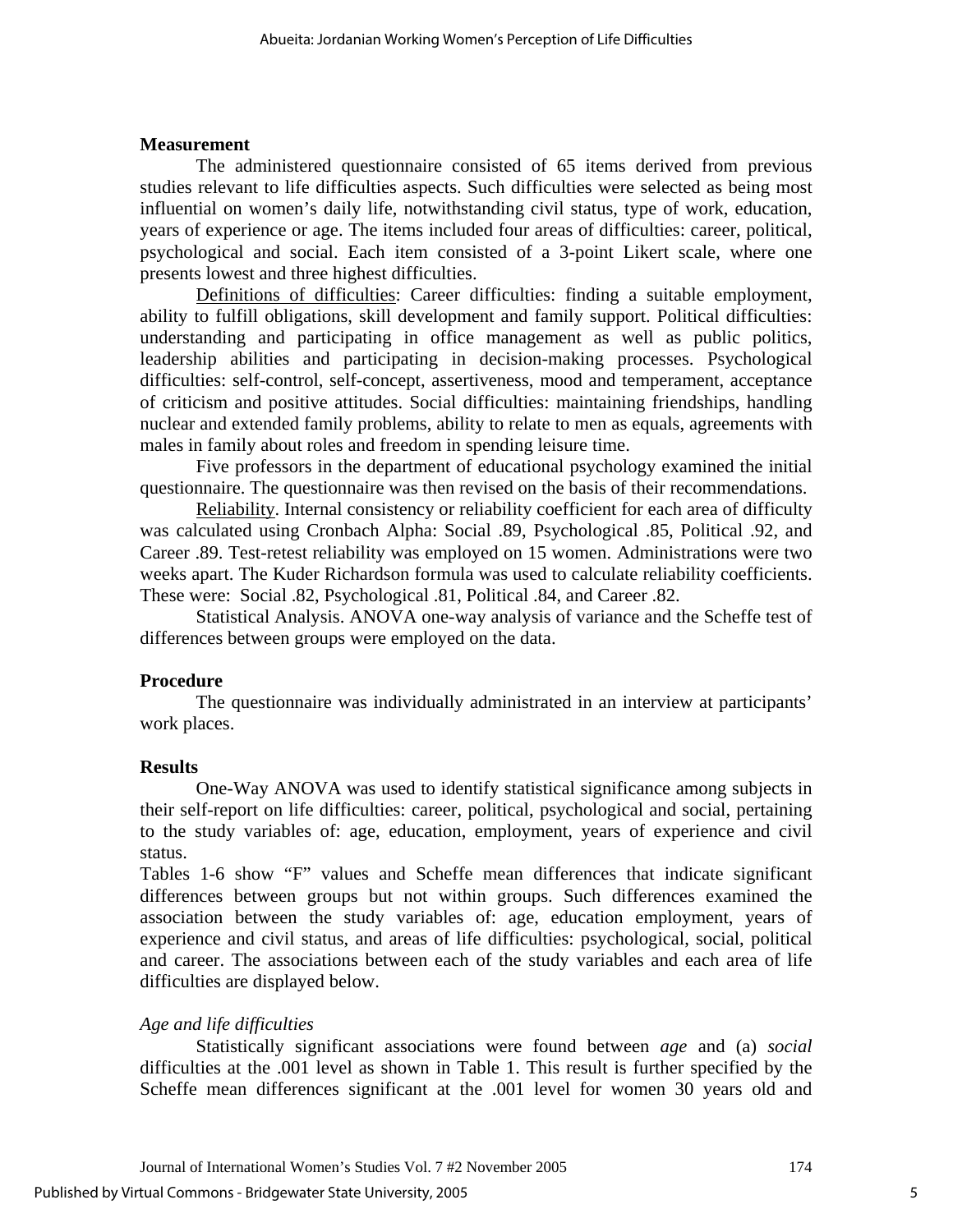### Measurement

The administered questionnaire consisted of 65 items derived from previous studies relevant to life difficulties aspects. Such difficulties were selected as being most influential on women's daily life, notwithstanding civil status, type of work, education, years of experience or age. The items included four areas of difficulties: career, political, psychological and social. Each item consisted of a 3-point Likert scale, where one presents lowest and three highest difficulties.

Definitions of difficulties: Career difficulties: finding a suitable employment, ability to fulfill obligations, skill development and family support. Political difficulties: understanding and participating in office management as well as public politics, leadership abilities and participating in decision-making processes. Psychological difficulties: self-control, self-concept, assertiveness, mood and temperament, acceptance of criticism and positive attitudes. Social difficulties: maintaining friendships, handling nuclear and extended family problems, ability to relate to men as equals, agreements with males in family about roles and freedom in spending leisure time.

Five professors in the department of educational psychology examined the initial questionnaire. The questionnaire was then revised on the basis of their recommendations.

Reliability. Internal consistency or reliability coefficient for each area of difficulty was calculated using Cronbach Alpha: Social .89, Psychological .85, Political .92, and Career .89. Test-retest reliability was employed on 15 women. Administrations were two weeks apart. The Kuder Richardson formula was used to calculate reliability coefficients. These were: Social .82, Psychological .81, Political .84, and Career .82.

Statistical Analysis. ANOVA one-way analysis of variance and the Scheffe test of differences between groups were employed on the data.

### Procedure

The questionnaire was individually administrated in an interview at participants' work places.

### Results

One-Way ANOVA was used to identify statistical significance among subjects in their self-report on life difficulties: career, political, psychological and social, pertaining to the study variables of: age, education, employment, years of experience and civil status.

Tables 1-6 show "F" values and Scheffe mean differences that indicate significant differences between groups but not within groups. Such differences examined the association between the study variables of: age, education employment, years of experience and civil status, and areas of life difficulties: psychological, social, political and career. The associations between each of the study variables and each area of life difficulties are displayed below.

*Age and life difficulties*

Statistically significant associations were found between *age* and (a) *social* difficulties at the .001 level as shown in Table 1. This result is further specified by the Scheffe mean differences significant at the .001 level for women 30 years old and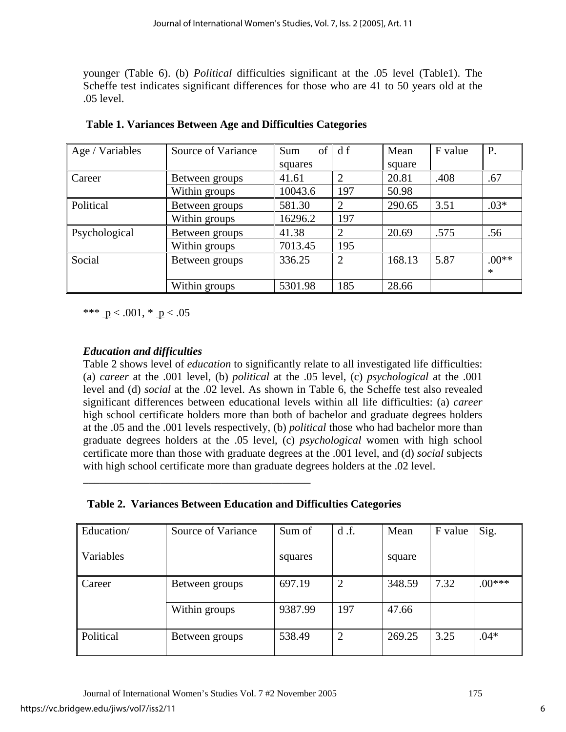younger (Table 6). (b) *Political* difficulties significant at the .05 level (Table1). The Scheffe test indicates significant differences for those who are 41 to 50 years old at the .05 level.

**Table 1. Variances Between Age and Difficulties Categories**

| Age / Variables | Source of Variance | Sum of squares | d f | Mean square | F value | P. |
|---|---|---|---|---|---|---|
| Career | Between groups | 41.61 | 2 | 20.81 | .408 | .67 |
| | Within groups | 10043.6 | 197 | 50.98 | | |
| Political | Between groups | 581.30 | 2 | 290.65 | 3.51 | .03* |
| | Within groups | 16296.2 | 197 | | | |
| Psychological | Between groups | 41.38 | 2 | 20.69 | .575 | .56 |
| | Within groups | 7013.45 | 195 | | | |
| Social | Between groups | 336.25 | 2 | 168.13 | 5.87 | .00*** |
| | Within groups | 5301.98 | 185 | 28.66 | | |

*** $p < .001$, * $p < .05$

### *Education and difficulties*

Table 2 shows level of *education* to significantly relate to all investigated life difficulties: (a) *career* at the .001 level, (b) *political* at the .05 level, (c) *psychological* at the .001 level and (d) *social* at the .02 level. As shown in Table 6, the Scheffe test also revealed significant differences between educational levels within all life difficulties: (a) *career* high school certificate holders more than both of bachelor and graduate degrees holders at the .05 and the .001 levels respectively, (b) *political* those who had bachelor more than graduate degrees holders at the .05 level, (c) *psychological* women with high school certificate more than those with graduate degrees at the .001 level, and (d) *social* subjects with high school certificate more than graduate degrees holders at the .02 level.

**Table 2. Variances Between Education and Difficulties Categories**

| Education/ Variables | Source of Variance | Sum of squares | d .f. | Mean square | F value | Sig. |
|---|---|---|---|---|---|---|
| Career | Between groups | 697.19 | 2 | 348.59 | 7.32 | .00*** |
| | Within groups | 9387.99 | 197 | 47.66 | | |
| Political | Between groups | 538.49 | 2 | 269.25 | 3.25 | .04* |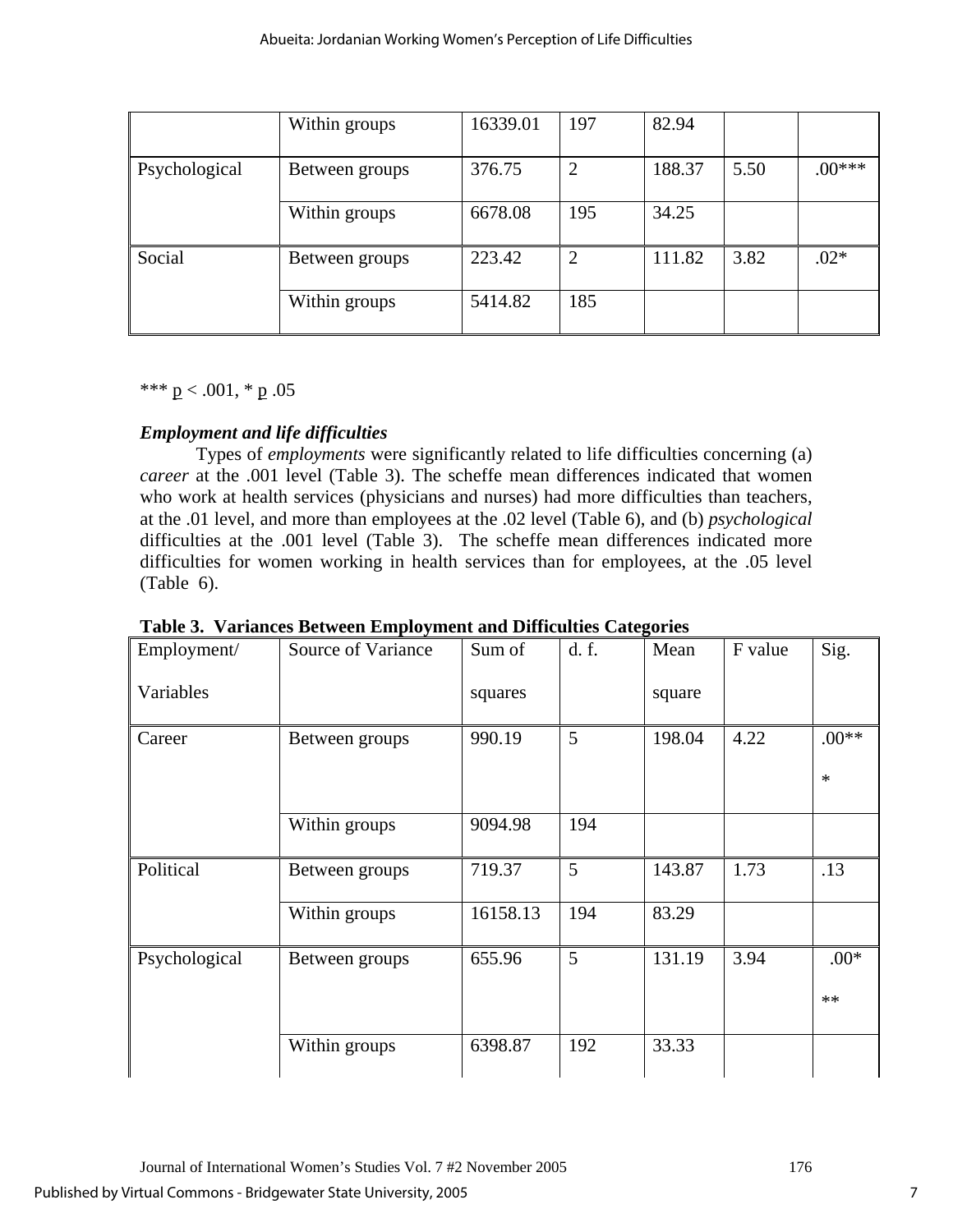| | | | | | | |
|---|---|---|---|---|---|---|
| | Within groups | 16339.01 | 197 | 82.94 | | |
| Psychological | Between groups | 376.75 | 2 | 188.37 | 5.50 | .00*** |
| | Within groups | 6678.08 | 195 | 34.25 | | |
| Social | Between groups | 223.42 | 2 | 111.82 | 3.82 | .02* |
| | Within groups | 5414.82 | 185 | | | |

*** $p < .001$, * $p$ .05

***Employment and life difficulties***

Types of *employments* were significantly related to life difficulties concerning (a) *career* at the .001 level (Table 3). The scheffe mean differences indicated that women who work at health services (physicians and nurses) had more difficulties than teachers, at the .01 level, and more than employees at the .02 level (Table 6), and (b) *psychological* difficulties at the .001 level (Table 3). The scheffe mean differences indicated more difficulties for women working in health services than for employees, at the .05 level (Table 6).

**Table 3. Variances Between Employment and Difficulties Categories**

| Employment/ Variables | Source of Variance | Sum of squares | d. f. | Mean square | F value | Sig. |
|---|---|---|---|---|---|---|
| Career | Between groups | 990.19 | 5 | 198.04 | 4.22 | .00*** |
| | Within groups | 9094.98 | 194 | | | |
| Political | Between groups | 719.37 | 5 | 143.87 | 1.73 | .13 |
| | Within groups | 16158.13 | 194 | 83.29 | | |
| Psychological | Between groups | 655.96 | 5 | 131.19 | 3.94 | .00*** |
| | Within groups | 6398.87 | 192 | 33.33 | | |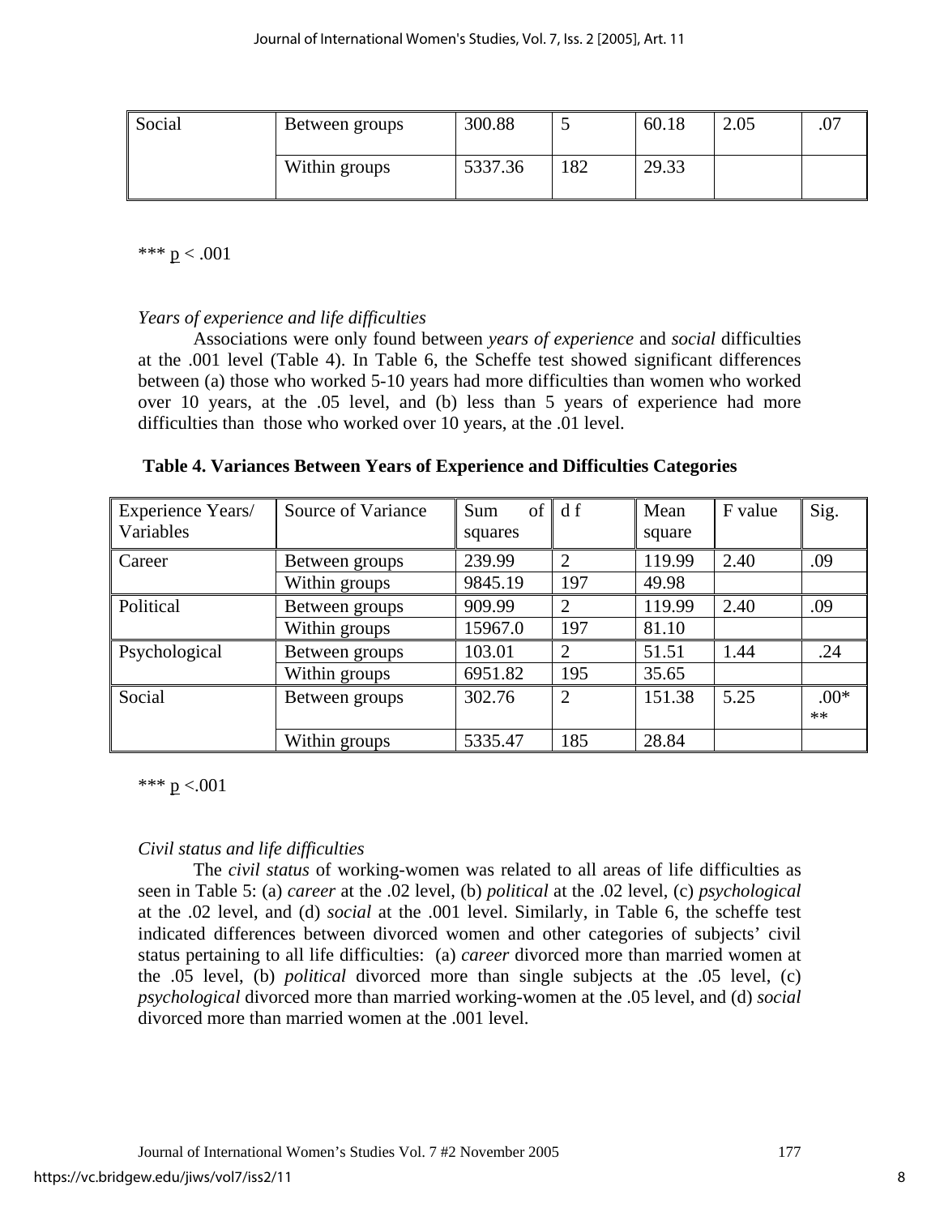| | | | | | | |
|---|---|---|---|---|---|---|
| Social | Between groups | 300.88 | 5 | 60.18 | 2.05 | .07 |
| | Within groups | 5337.36 | 182 | 29.33 | | |

*** p < .001

*Years of experience and life difficulties*

Associations were only found between *years of experience* and *social* difficulties at the .001 level (Table 4). In Table 6, the Scheffe test showed significant differences between (a) those who worked 5-10 years had more difficulties than women who worked over 10 years, at the .05 level, and (b) less than 5 years of experience had more difficulties than those who worked over 10 years, at the .01 level.

**Table 4. Variances Between Years of Experience and Difficulties Categories**

| Experience Years/ Variables | Source of Variance | Sum of squares | d f | Mean square | F value | Sig. |
|---|---|---|---|---|---|---|
| Career | Between groups | 239.99 | 2 | 119.99 | 2.40 | .09 |
| | Within groups | 9845.19 | 197 | 49.98 | | |
| Political | Between groups | 909.99 | 2 | 119.99 | 2.40 | .09 |
| | Within groups | 15967.0 | 197 | 81.10 | | |
| Psychological | Between groups | 103.01 | 2 | 51.51 | 1.44 | .24 |
| | Within groups | 6951.82 | 195 | 35.65 | | |
| Social | Between groups | 302.76 | 2 | 151.38 | 5.25 | .00*** |
| | Within groups | 5335.47 | 185 | 28.84 | | |

*** p <.001

*Civil status and life difficulties*

The *civil status* of working-women was related to all areas of life difficulties as seen in Table 5: (a) *career* at the .02 level, (b) *political* at the .02 level, (c) *psychological* at the .02 level, and (d) *social* at the .001 level. Similarly, in Table 6, the scheffe test indicated differences between divorced women and other categories of subjects' civil status pertaining to all life difficulties: (a) *career* divorced more than married women at the .05 level, (b) *political* divorced more than single subjects at the .05 level, (c) *psychological* divorced more than married working-women at the .05 level, and (d) *social* divorced more than married women at the .001 level.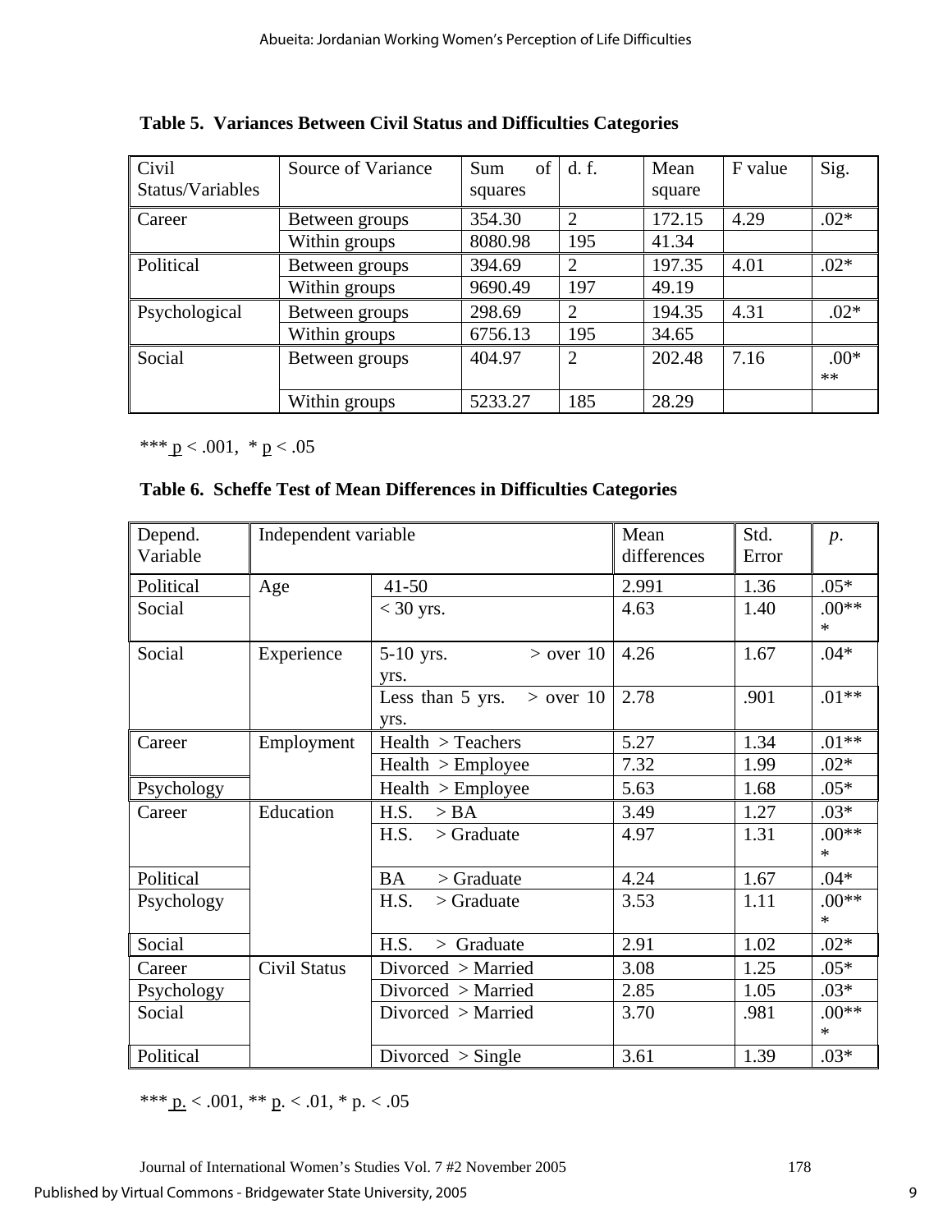**Table 5. Variances Between Civil Status and Difficulties Categories**

| Civil Status/Variables | Source of Variance | Sum of squares | d. f. | Mean square | F value | Sig. |
|---|---|---|---|---|---|---|
| Career | Between groups | 354.30 | 2 | 172.15 | 4.29 | .02* |
| | Within groups | 8080.98 | 195 | 41.34 | | |
| Political | Between groups | 394.69 | 2 | 197.35 | 4.01 | .02* |
| | Within groups | 9690.49 | 197 | 49.19 | | |
| Psychological | Between groups | 298.69 | 2 | 194.35 | 4.31 | .02* |
| | Within groups | 6756.13 | 195 | 34.65 | | |
| Social | Between groups | 404.97 | 2 | 202.48 | 7.16 | .00*** |
| | Within groups | 5233.27 | 185 | 28.29 | | |

*** $p < .001$, * $p < .05$

**Table 6. Scheffe Test of Mean Differences in Difficulties Categories**

| Depend. Variable | Independent variable | | Mean differences | Std. Error | *p*. |
|---|---|---|---|---|---|
| Political | Age | 41-50 | 2.991 | 1.36 | .05* |
| Social | | < 30 yrs. | 4.63 | 1.40 | .00*** |
| Social | Experience | 5-10 yrs. > over 10 yrs. | 4.26 | 1.67 | .04* |
| | | Less than 5 yrs. > over 10 yrs. | 2.78 | .901 | .01** |
| Career | Employment | Health > Teachers | 5.27 | 1.34 | .01** |
| | | Health > Employee | 7.32 | 1.99 | .02* |
| Psychology | | Health > Employee | 5.63 | 1.68 | .05* |
| Career | Education | H.S. > BA | 3.49 | 1.27 | .03* |
| | | H.S. > Graduate | 4.97 | 1.31 | .00*** |
| Political | | BA > Graduate | 4.24 | 1.67 | .04* |
| Psychology | | H.S. > Graduate | 3.53 | 1.11 | .00*** |
| Social | | H.S. > Graduate | 2.91 | 1.02 | .02* |
| Career | Civil Status | Divorced > Married | 3.08 | 1.25 | .05* |
| Psychology | | Divorced > Married | 2.85 | 1.05 | .03* |
| Social | | Divorced > Married | 3.70 | .981 | .00*** |
| Political | | Divorced > Single | 3.61 | 1.39 | .03* |

*** $p. < .001$, ** $p. < .01$, * $p. < .05$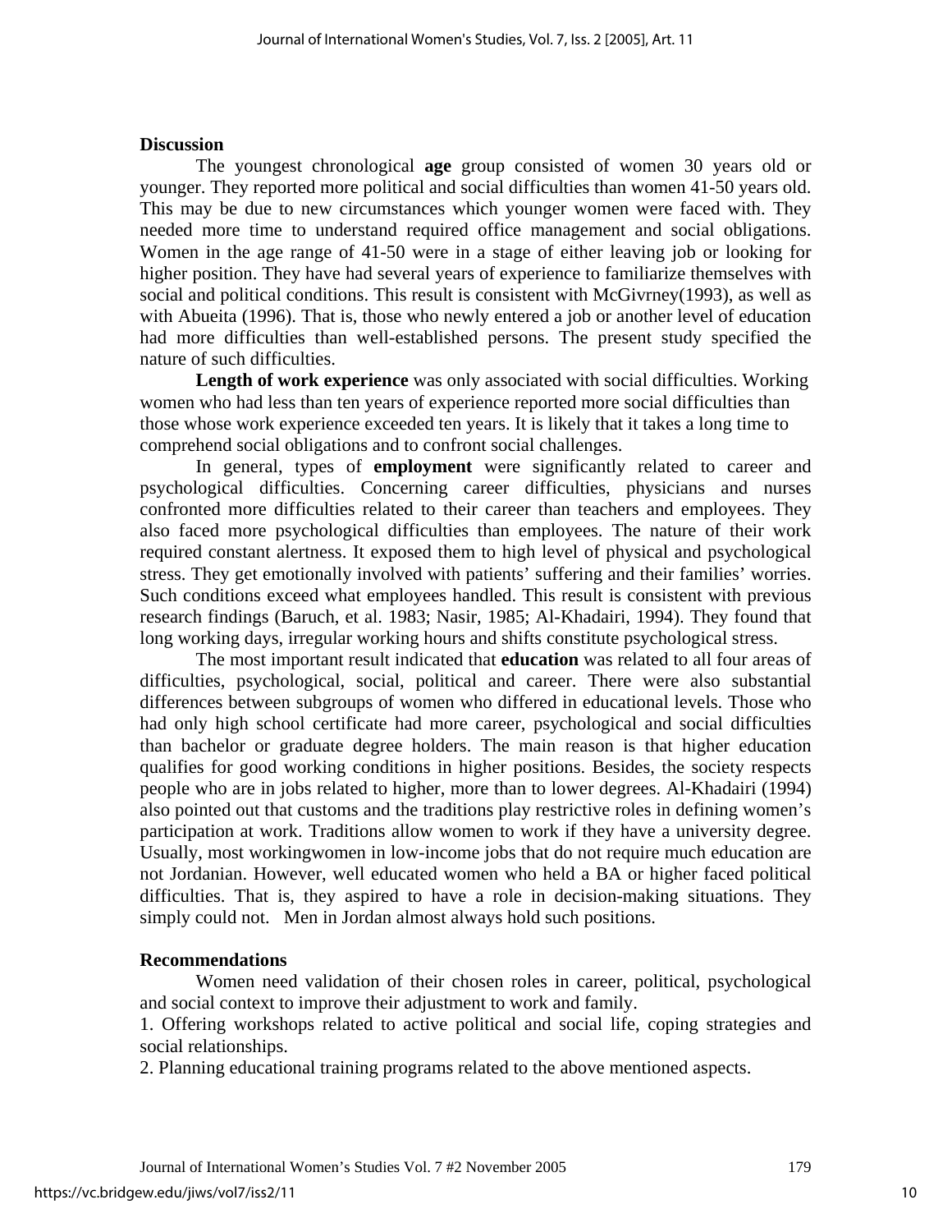## Discussion

The youngest chronological **age** group consisted of women 30 years old or younger. They reported more political and social difficulties than women 41-50 years old. This may be due to new circumstances which younger women were faced with. They needed more time to understand required office management and social obligations. Women in the age range of 41-50 were in a stage of either leaving job or looking for higher position. They have had several years of experience to familiarize themselves with social and political conditions. This result is consistent with McGivrney(1993), as well as with Abueita (1996). That is, those who newly entered a job or another level of education had more difficulties than well-established persons. The present study specified the nature of such difficulties.

**Length of work experience** was only associated with social difficulties. Working women who had less than ten years of experience reported more social difficulties than those whose work experience exceeded ten years. It is likely that it takes a long time to comprehend social obligations and to confront social challenges.

In general, types of **employment** were significantly related to career and psychological difficulties. Concerning career difficulties, physicians and nurses confronted more difficulties related to their career than teachers and employees. They also faced more psychological difficulties than employees. The nature of their work required constant alertness. It exposed them to high level of physical and psychological stress. They get emotionally involved with patients' suffering and their families' worries. Such conditions exceed what employees handled. This result is consistent with previous research findings (Baruch, et al. 1983; Nasir, 1985; Al-Khadairi, 1994). They found that long working days, irregular working hours and shifts constitute psychological stress.

The most important result indicated that **education** was related to all four areas of difficulties, psychological, social, political and career. There were also substantial differences between subgroups of women who differed in educational levels. Those who had only high school certificate had more career, psychological and social difficulties than bachelor or graduate degree holders. The main reason is that higher education qualifies for good working conditions in higher positions. Besides, the society respects people who are in jobs related to higher, more than to lower degrees. Al-Khadairi (1994) also pointed out that customs and the traditions play restrictive roles in defining women's participation at work. Traditions allow women to work if they have a university degree. Usually, most workingwomen in low-income jobs that do not require much education are not Jordanian. However, well educated women who held a BA or higher faced political difficulties. That is, they aspired to have a role in decision-making situations. They simply could not. Men in Jordan almost always hold such positions.

## Recommendations

Women need validation of their chosen roles in career, political, psychological and social context to improve their adjustment to work and family.

1. Offering workshops related to active political and social life, coping strategies and social relationships.
2. Planning educational training programs related to the above mentioned aspects.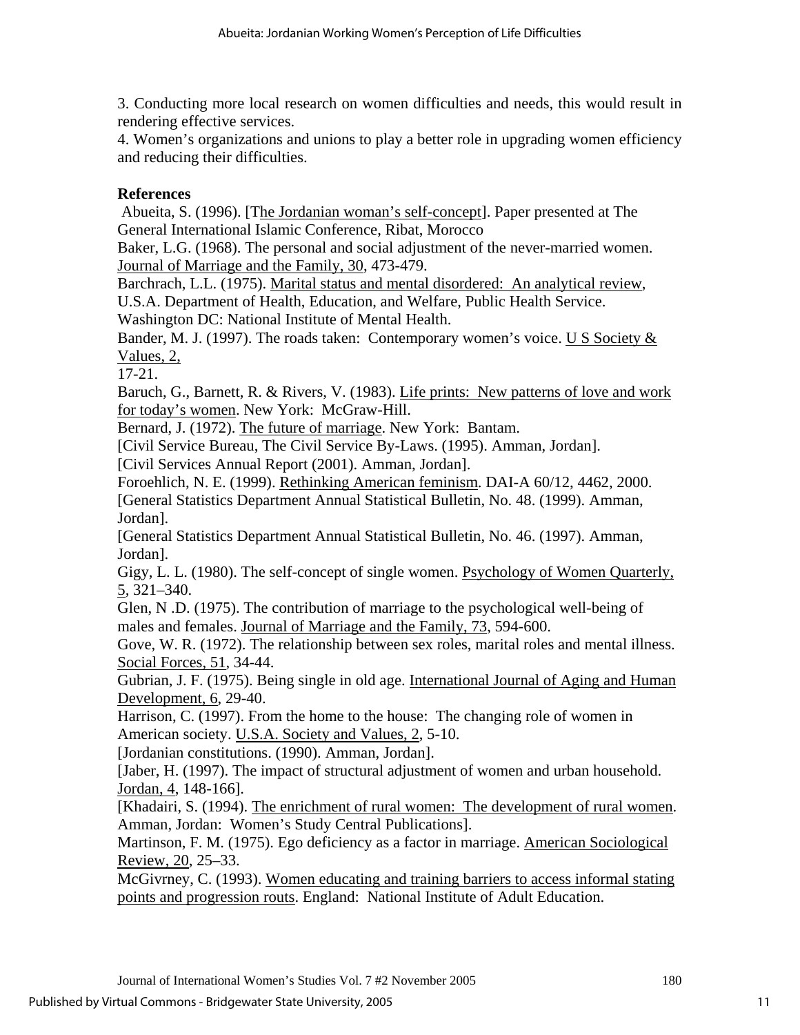3. Conducting more local research on women difficulties and needs, this would result in rendering effective services.
4. Women's organizations and unions to play a better role in upgrading women efficiency and reducing their difficulties.

## References

Abueita, S. (1996). [The Jordanian woman's self-concept]. Paper presented at The General International Islamic Conference, Ribat, Morocco

Baker, L.G. (1968). The personal and social adjustment of the never-married women. Journal of Marriage and the Family, 30, 473-479.

Barchrach, L.L. (1975). Marital status and mental disordered: An analytical review, U.S.A. Department of Health, Education, and Welfare, Public Health Service. Washington DC: National Institute of Mental Health.

Bander, M. J. (1997). The roads taken: Contemporary women's voice. U S Society & Values, 2, 17-21.

Baruch, G., Barnett, R. & Rivers, V. (1983). Life prints: New patterns of love and work for today's women. New York: McGraw-Hill.

Bernard, J. (1972). The future of marriage. New York: Bantam.

[Civil Service Bureau, The Civil Service By-Laws. (1995). Amman, Jordan].

[Civil Services Annual Report (2001). Amman, Jordan].

Foroehlich, N. E. (1999). Rethinking American feminism. DAI-A 60/12, 4462, 2000.

[General Statistics Department Annual Statistical Bulletin, No. 48. (1999). Amman, Jordan].

[General Statistics Department Annual Statistical Bulletin, No. 46. (1997). Amman, Jordan].

Gigy, L. L. (1980). The self-concept of single women. Psychology of Women Quarterly, 5, 321–340.

Glen, N .D. (1975). The contribution of marriage to the psychological well-being of males and females. Journal of Marriage and the Family, 73, 594-600.

Gove, W. R. (1972). The relationship between sex roles, marital roles and mental illness. Social Forces, 51, 34-44.

Gubrian, J. F. (1975). Being single in old age. International Journal of Aging and Human Development, 6, 29-40.

Harrison, C. (1997). From the home to the house: The changing role of women in American society. U.S.A. Society and Values, 2, 5-10.

[Jordanian constitutions. (1990). Amman, Jordan].

[Jaber, H. (1997). The impact of structural adjustment of women and urban household. Jordan, 4, 148-166].

[Khadairi, S. (1994). The enrichment of rural women: The development of rural women. Amman, Jordan: Women's Study Central Publications].

Martinson, F. M. (1975). Ego deficiency as a factor in marriage. American Sociological Review, 20, 25–33.

McGivrney, C. (1993). Women educating and training barriers to access informal stating points and progression routs. England: National Institute of Adult Education.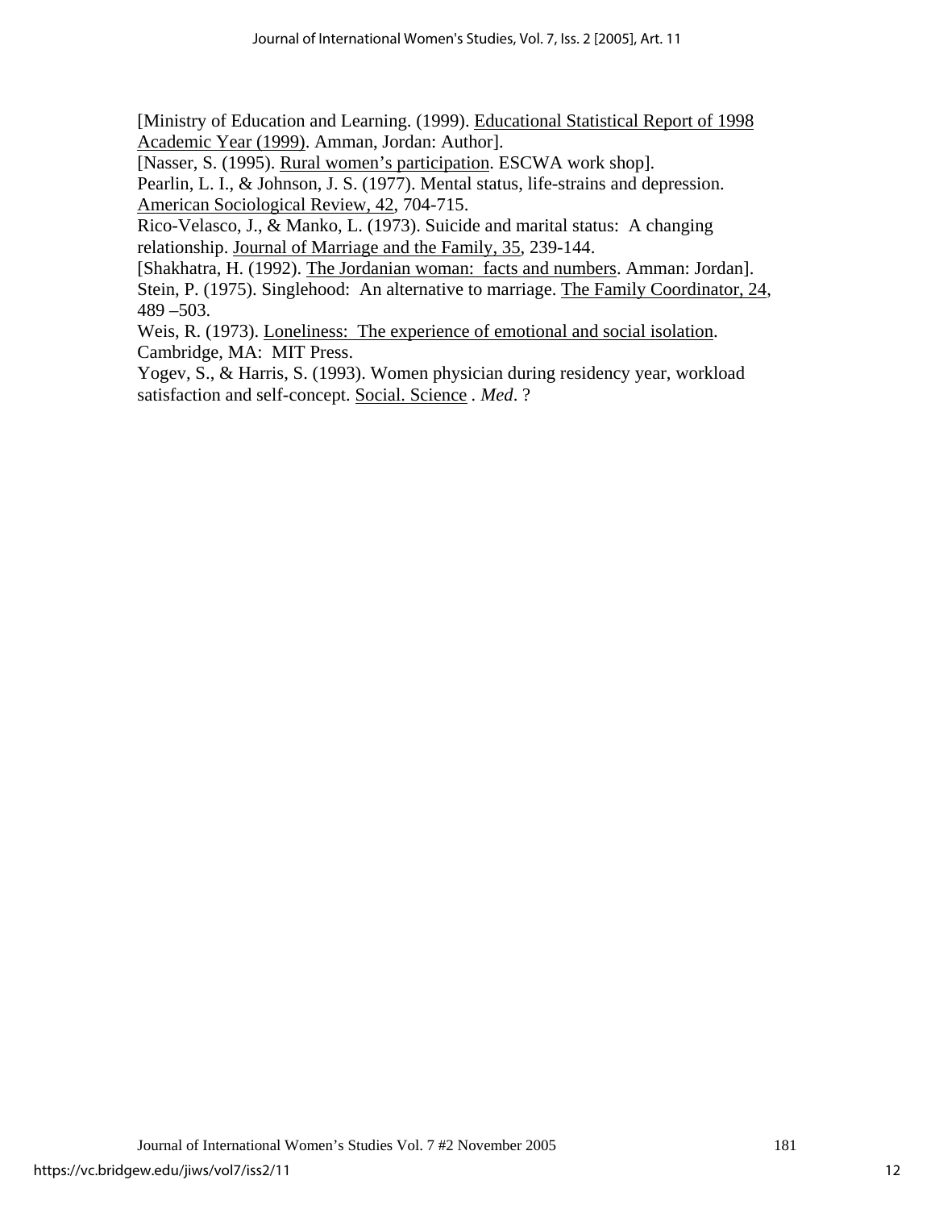[Ministry of Education and Learning. (1999). Educational Statistical Report of 1998 Academic Year (1999). Amman, Jordan: Author].

[Nasser, S. (1995). Rural women's participation. ESCWA work shop].

Pearlin, L. I., & Johnson, J. S. (1977). Mental status, life-strains and depression. American Sociological Review, 42, 704-715.

Rico-Velasco, J., & Manko, L. (1973). Suicide and marital status: A changing relationship. Journal of Marriage and the Family, 35, 239-144.

[Shakhatra, H. (1992). The Jordanian woman: facts and numbers. Amman: Jordan].

Stein, P. (1975). Singlehood: An alternative to marriage. The Family Coordinator, 24, 489 –503.

Weis, R. (1973). Loneliness: The experience of emotional and social isolation. Cambridge, MA: MIT Press.

Yogev, S., & Harris, S. (1993). Women physician during residency year, workload satisfaction and self-concept. Social. Science . *Med*. ?